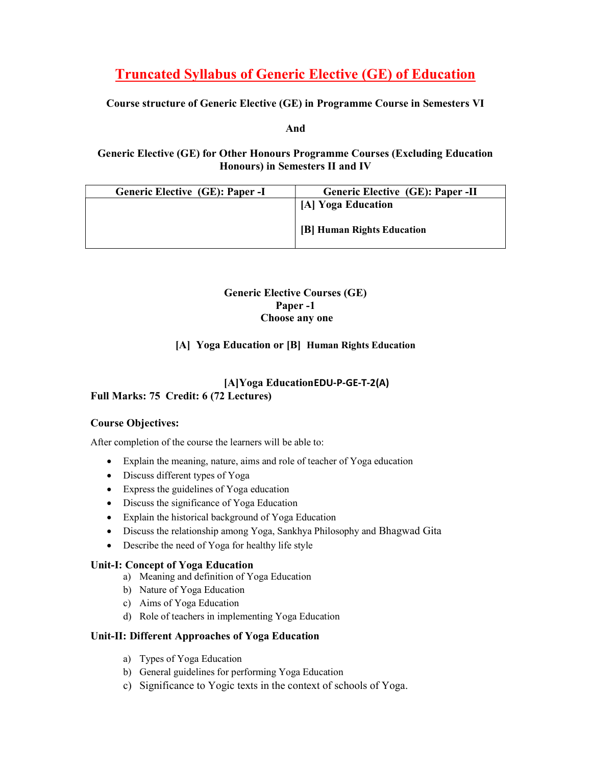# Truncated Syllabus of Generic Elective (GE) of Education

**Course structure of Generic Elective (GE) in Programme Course in Semesters VI**

**And**

**Generic Elective (GE) for Other Honours Programme Courses (Excluding Education Honours) in Semesters II and IV**

| Generic Elective (GE): Paper -I | Generic Elective (GE): Paper -II |
|---|---|
| | **[A] Yoga Education**<br><br>**[B] Human Rights Education** |

**Generic Elective Courses (GE)**
**Paper -1**
**Choose any one**

**[A] Yoga Education or [B] Human Rights Education**

### [A]Yoga EducationEDU-P-GE-T-2(A)

**Full Marks: 75 Credit: 6 (72 Lectures)**

**Course Objectives:**

After completion of the course the learners will be able to:

- Explain the meaning, nature, aims and role of teacher of Yoga education
- Discuss different types of Yoga
- Express the guidelines of Yoga education
- Discuss the significance of Yoga Education
- Explain the historical background of Yoga Education
- Discuss the relationship among Yoga, Sankhya Philosophy and Bhagwad Gita
- Describe the need of Yoga for healthy life style

**Unit-I: Concept of Yoga Education**

a) Meaning and definition of Yoga Education
b) Nature of Yoga Education
c) Aims of Yoga Education
d) Role of teachers in implementing Yoga Education

**Unit-II: Different Approaches of Yoga Education**

a) Types of Yoga Education
b) General guidelines for performing Yoga Education
c) Significance to Yogic texts in the context of schools of Yoga.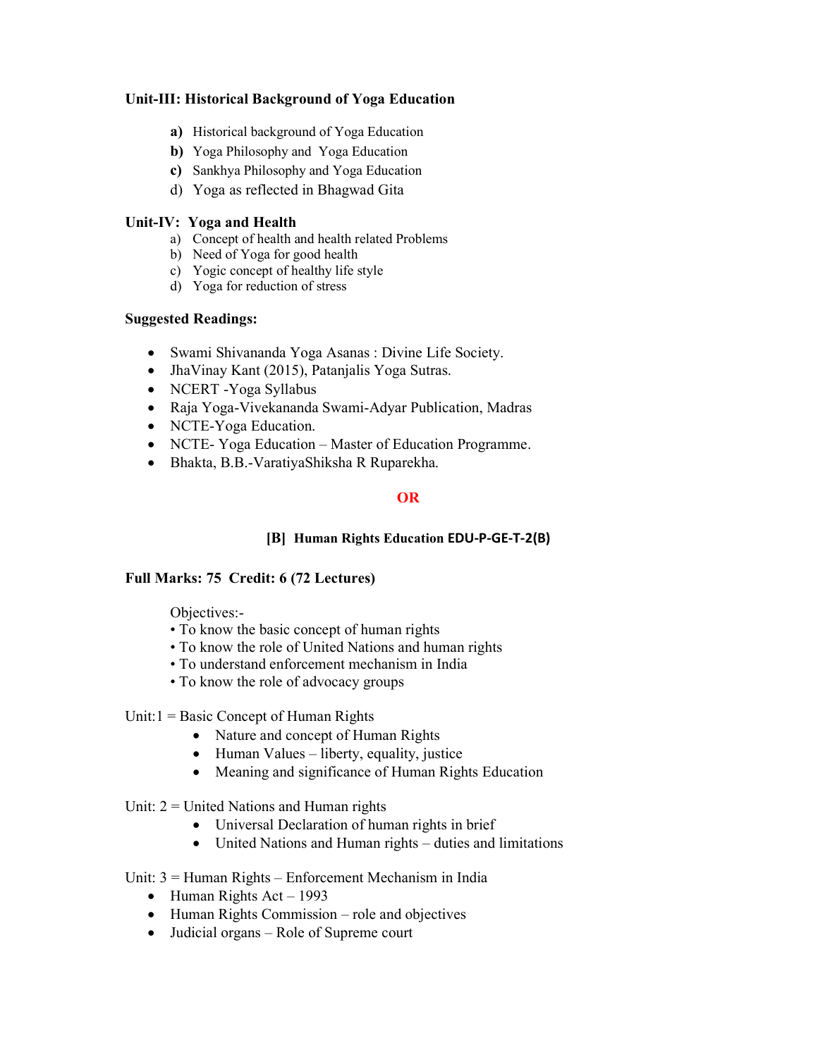### Unit-III: Historical Background of Yoga Education

- **a)** Historical background of Yoga Education
- **b)** Yoga Philosophy and Yoga Education
- **c)** Sankhya Philosophy and Yoga Education
- d) Yoga as reflected in Bhagwad Gita

### Unit-IV: Yoga and Health

- a) Concept of health and health related Problems
- b) Need of Yoga for good health
- c) Yogic concept of healthy life style
- d) Yoga for reduction of stress

### Suggested Readings:

- Swami Shivananda Yoga Asanas : Divine Life Society.
- JhaVinay Kant (2015), Patanjalis Yoga Sutras.
- NCERT -Yoga Syllabus
- Raja Yoga-Vivekananda Swami-Adyar Publication, Madras
- NCTE-Yoga Education.
- NCTE- Yoga Education – Master of Education Programme.
- Bhakta, B.B.-VaratiyaShiksha R Ruparekha.

**OR**

## [B] Human Rights Education EDU-P-GE-T-2(B)

**Full Marks: 75 Credit: 6 (72 Lectures)**

Objectives:-

- To know the basic concept of human rights
- To know the role of United Nations and human rights
- To understand enforcement mechanism in India
- To know the role of advocacy groups

Unit:1 = Basic Concept of Human Rights

- Nature and concept of Human Rights
- Human Values – liberty, equality, justice
- Meaning and significance of Human Rights Education

Unit: 2 = United Nations and Human rights

- Universal Declaration of human rights in brief
- United Nations and Human rights – duties and limitations

Unit: 3 = Human Rights – Enforcement Mechanism in India

- Human Rights Act – 1993
- Human Rights Commission – role and objectives
- Judicial organs – Role of Supreme court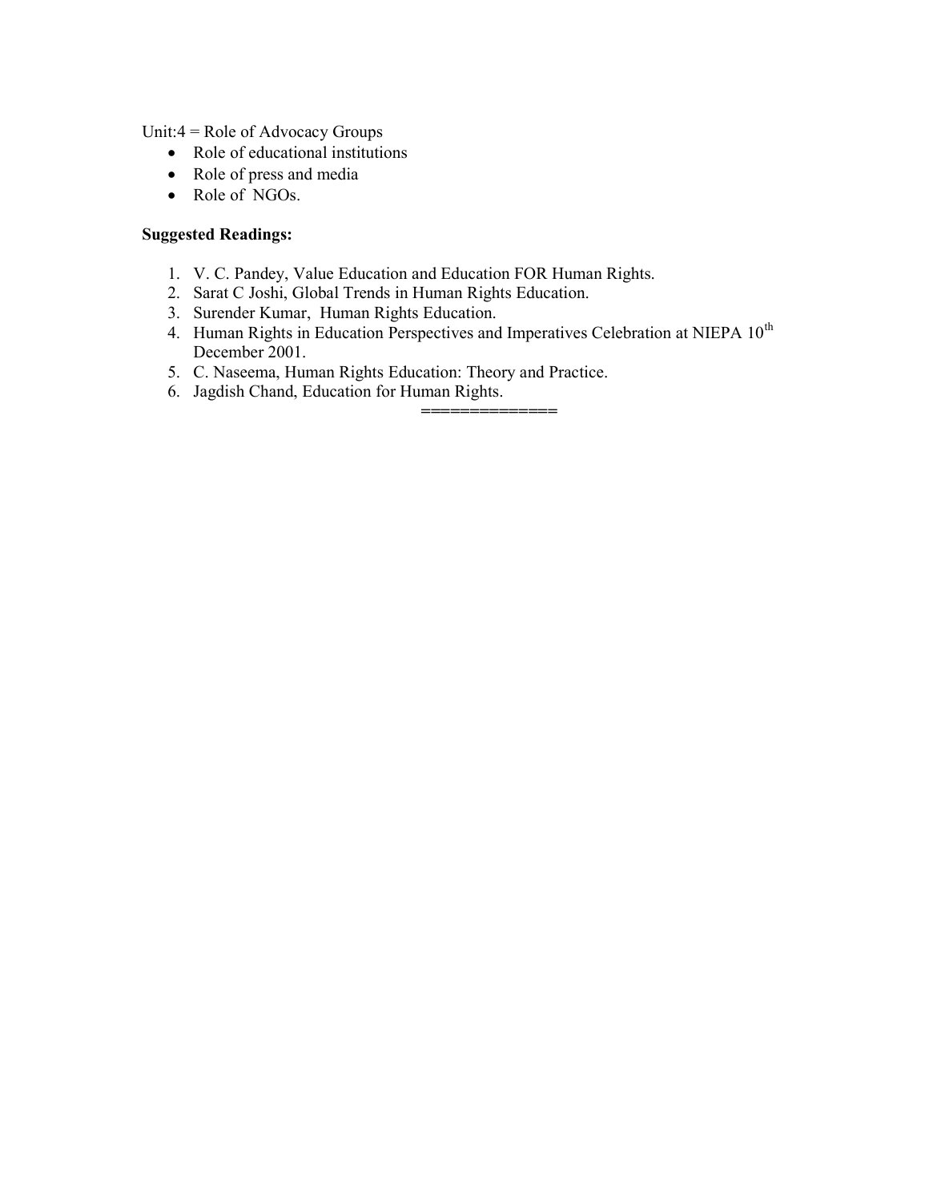Unit:4 = Role of Advocacy Groups

- Role of educational institutions
- Role of press and media
- Role of NGOs.

**Suggested Readings:**

1. V. C. Pandey, Value Education and Education FOR Human Rights.
2. Sarat C Joshi, Global Trends in Human Rights Education.
3. Surender Kumar, Human Rights Education.
4. Human Rights in Education Perspectives and Imperatives Celebration at NIEPA 10th December 2001.
5. C. Naseema, Human Rights Education: Theory and Practice.
6. Jagdish Chand, Education for Human Rights.

=============